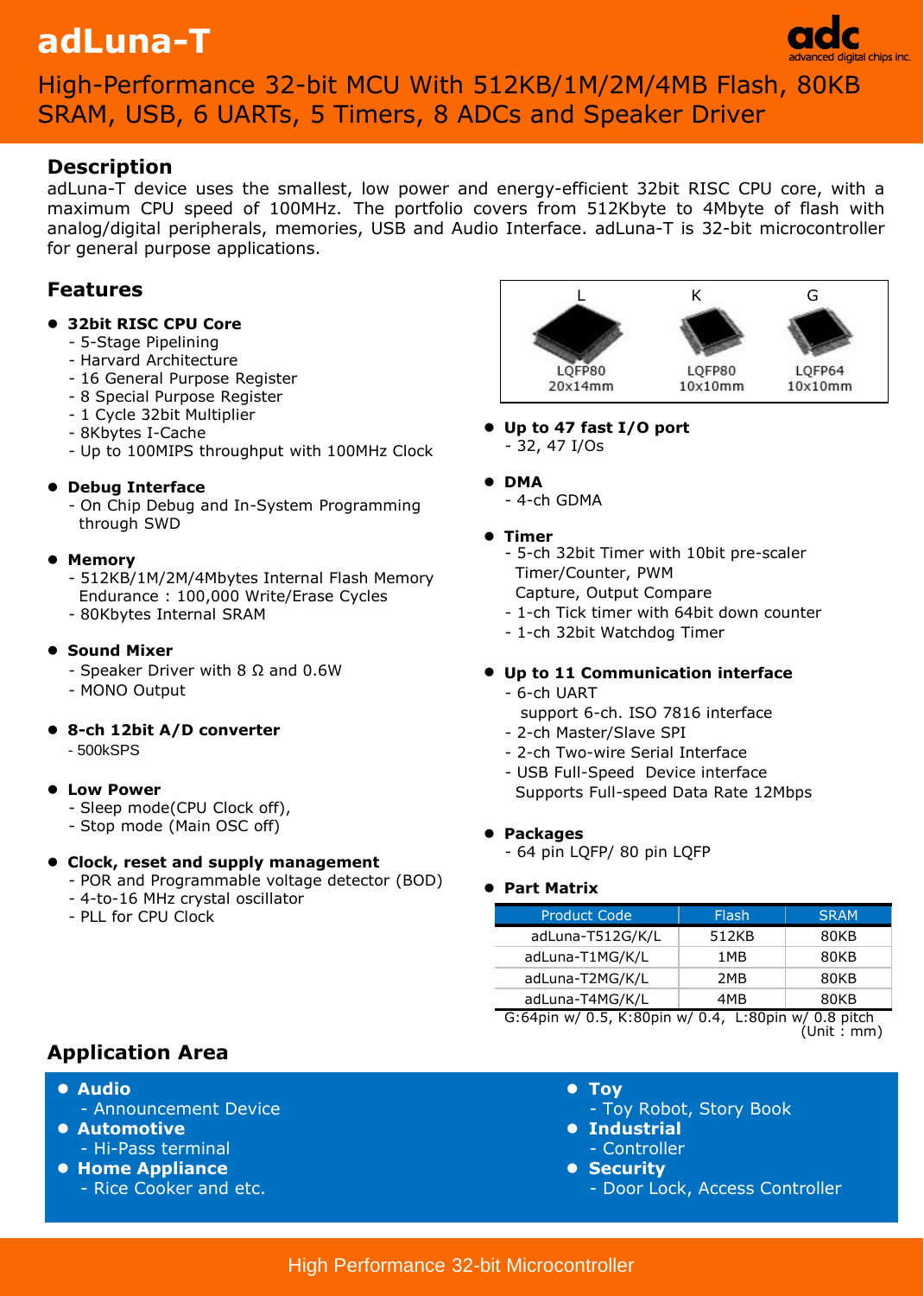# adLuna-T

advanced digital chips inc.

## High-Performance 32-bit MCU With 512KB/1M/2M/4MB Flash, 80KB SRAM, USB, 6 UARTs, 5 Timers, 8 ADCs and Speaker Driver

## Description

adLuna-T device uses the smallest, low power and energy-efficient 32bit RISC CPU core, with a maximum CPU speed of 100MHz. The portfolio covers from 512Kbyte to 4Mbyte of flash with analog/digital peripherals, memories, USB and Audio Interface. adLuna-T is 32-bit microcontroller for general purpose applications.

## Features

- **32bit RISC CPU Core**
  - 5-Stage Pipelining
  - Harvard Architecture
  - 16 General Purpose Register
  - 8 Special Purpose Register
  - 1 Cycle 32bit Multiplier
  - 8Kbytes I-Cache
  - Up to 100MIPS throughput with 100MHz Clock
- **Debug Interface**
  - On Chip Debug and In-System Programming through SWD
- **Memory**
  - 512KB/1M/2M/4Mbytes Internal Flash Memory Endurance : 100,000 Write/Erase Cycles
  - 80Kbytes Internal SRAM
- **Sound Mixer**
  - Speaker Driver with 8 Ω and 0.6W
  - MONO Output
- **8-ch 12bit A/D converter**
  - 500kSPS
- **Low Power**
  - Sleep mode(CPU Clock off),
  - Stop mode (Main OSC off)
- **Clock, reset and supply management**
  - POR and Programmable voltage detector (BOD)
  - 4-to-16 MHz crystal oscillator
  - PLL for CPU Clock

| L | K | G |
|---|---|---|
| LQFP80 20x14mm | LQFP80 10x10mm | LQFP64 10x10mm |

- **Up to 47 fast I/O port**
  - 32, 47 I/Os
- **DMA**
  - 4-ch GDMA
- **Timer**
  - 5-ch 32bit Timer with 10bit pre-scaler Timer/Counter, PWM Capture, Output Compare
  - 1-ch Tick timer with 64bit down counter
  - 1-ch 32bit Watchdog Timer
- **Up to 11 Communication interface**
  - 6-ch UART support 6-ch. ISO 7816 interface
  - 2-ch Master/Slave SPI
  - 2-ch Two-wire Serial Interface
  - USB Full-Speed Device interface Supports Full-speed Data Rate 12Mbps
- **Packages**
  - 64 pin LQFP/ 80 pin LQFP
- **Part Matrix**

| Product Code | Flash | SRAM |
|---|---|---|
| adLuna-T512G/K/L | 512KB | 80KB |
| adLuna-T1MG/K/L | 1MB | 80KB |
| adLuna-T2MG/K/L | 2MB | 80KB |
| adLuna-T4MG/K/L | 4MB | 80KB |

G:64pin w/ 0.5, K:80pin w/ 0.4, L:80pin w/ 0.8 pitch (Unit : mm)

## Application Area

- **Audio**
  - Announcement Device
- **Automotive**
  - Hi-Pass terminal
- **Home Appliance**
  - Rice Cooker and etc.
- **Toy**
  - Toy Robot, Story Book
- **Industrial**
  - Controller
- **Security**
  - Door Lock, Access Controller

High Performance 32-bit Microcontroller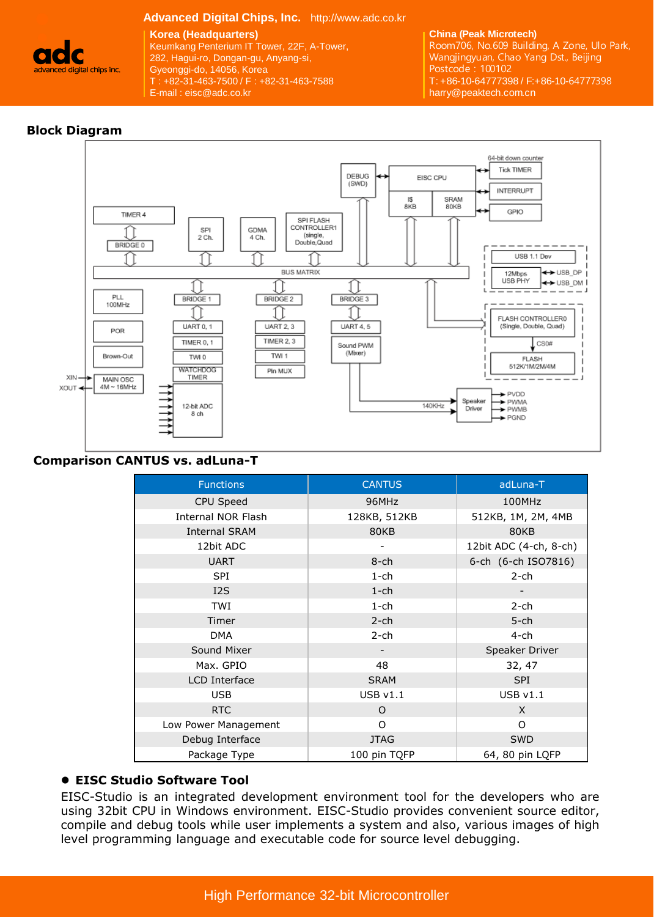## Block Diagram

64-bit down counter
Tick TIMER
DEBUG (SWD)
EISC CPU
INTERRUPT
I$ 8KB
SRAM 80KB
GPIO
TIMER 4
BRIDGE 0
SPI 2 Ch.
GDMA 4 Ch.
SPI FLASH CONTROLLER1 (single, Double,Quad)
USB 1.1 Dev
12Mbps USB PHY
USB_DP
USB_DM
BUS MATRIX
PLL 100MHz
BRIDGE 1
BRIDGE 2
BRIDGE 3
UART 0, 1
UART 2, 3
UART 4, 5
FLASH CONTROLLER0 (Single, Double, Quad)
POR
TIMER 0, 1
TIMER 2, 3
Sound PWM (Mixer)
CS0#
Brown-Out
TWI 0
TWI 1
FLASH 512K/1M/2M/4M
XIN
XOUT
MAIN OSC 4M ~ 16MHz
WATCHDOG TIMER
Pin MUX
12-bit ADC 8 ch
140KHz
Speaker Driver
PVDD
PWMA
PWMB
PGND

## Comparison CANTUS vs. adLuna-T

| Functions | CANTUS | adLuna-T |
|---|---|---|
| CPU Speed | 96MHz | 100MHz |
| Internal NOR Flash | 128KB, 512KB | 512KB, 1M, 2M, 4MB |
| Internal SRAM | 80KB | 80KB |
| 12bit ADC | - | 12bit ADC (4-ch, 8-ch) |
| UART | 8-ch | 6-ch (6-ch ISO7816) |
| SPI | 1-ch | 2-ch |
| I2S | 1-ch | - |
| TWI | 1-ch | 2-ch |
| Timer | 2-ch | 5-ch |
| DMA | 2-ch | 4-ch |
| Sound Mixer | - | Speaker Driver |
| Max. GPIO | 48 | 32, 47 |
| LCD Interface | SRAM | SPI |
| USB | USB v1.1 | USB v1.1 |
| RTC | O | X |
| Low Power Management | O | O |
| Debug Interface | JTAG | SWD |
| Package Type | 100 pin TQFP | 64, 80 pin LQFP |

- **EISC Studio Software Tool**

EISC-Studio is an integrated development environment tool for the developers who are using 32bit CPU in Windows environment. EISC-Studio provides convenient source editor, compile and debug tools while user implements a system and also, various images of high level programming language and executable code for source level debugging.